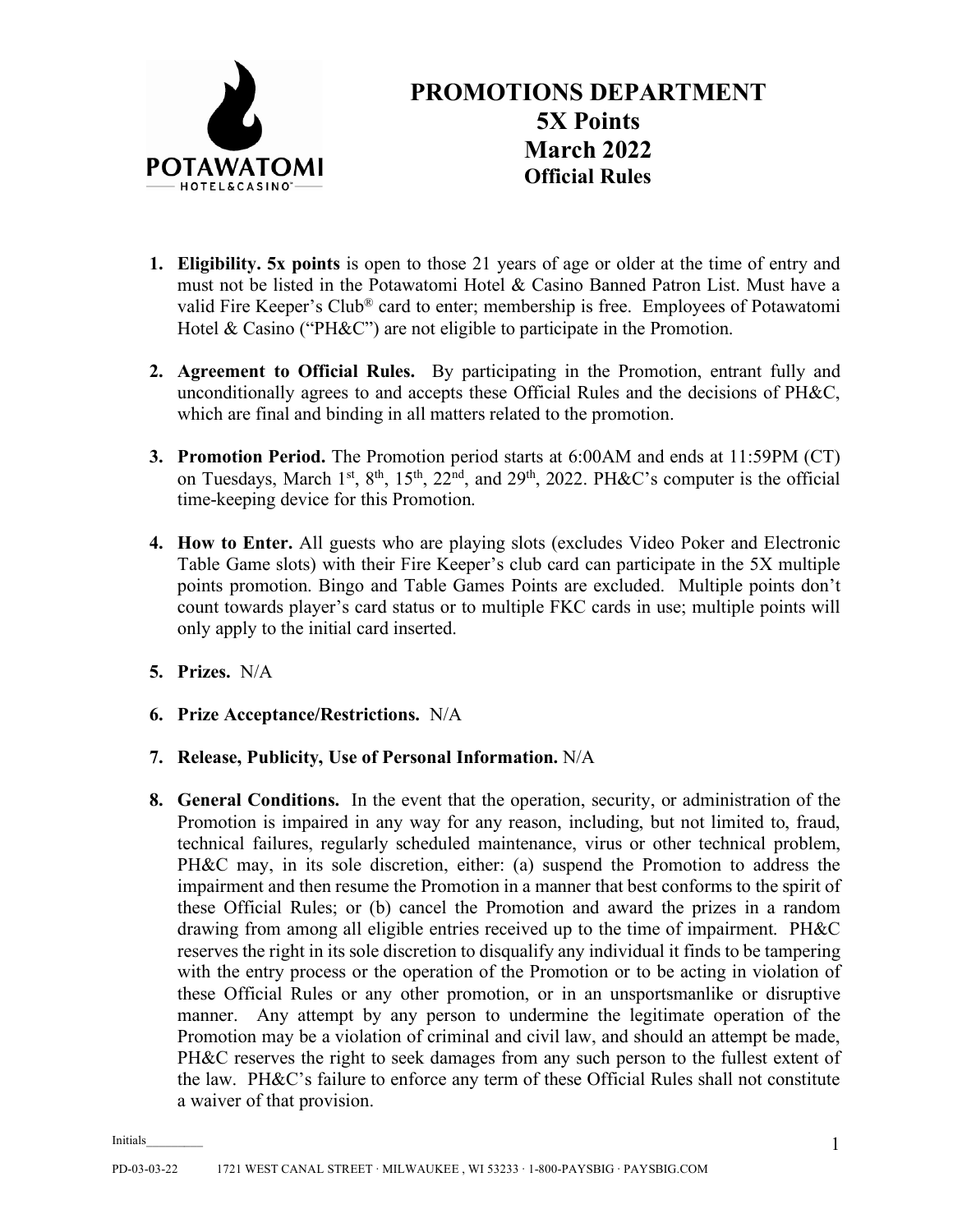# PROMOTIONS DEPARTMENT
# 5X Points
# March 2022
## Official Rules

1. **Eligibility. 5x points** is open to those 21 years of age or older at the time of entry and must not be listed in the Potawatomi Hotel & Casino Banned Patron List. Must have a valid Fire Keeper's Club® card to enter; membership is free. Employees of Potawatomi Hotel & Casino ("PH&C") are not eligible to participate in the Promotion.

2. **Agreement to Official Rules.** By participating in the Promotion, entrant fully and unconditionally agrees to and accepts these Official Rules and the decisions of PH&C, which are final and binding in all matters related to the promotion.

3. **Promotion Period.** The Promotion period starts at 6:00AM and ends at 11:59PM (CT) on Tuesdays, March 1st, 8th, 15th, 22nd, and 29th, 2022. PH&C's computer is the official time-keeping device for this Promotion.

4. **How to Enter.** All guests who are playing slots (excludes Video Poker and Electronic Table Game slots) with their Fire Keeper's club card can participate in the 5X multiple points promotion. Bingo and Table Games Points are excluded. Multiple points don't count towards player's card status or to multiple FKC cards in use; multiple points will only apply to the initial card inserted.

5. **Prizes.** N/A

6. **Prize Acceptance/Restrictions.** N/A

7. **Release, Publicity, Use of Personal Information.** N/A

8. **General Conditions.** In the event that the operation, security, or administration of the Promotion is impaired in any way for any reason, including, but not limited to, fraud, technical failures, regularly scheduled maintenance, virus or other technical problem, PH&C may, in its sole discretion, either: (a) suspend the Promotion to address the impairment and then resume the Promotion in a manner that best conforms to the spirit of these Official Rules; or (b) cancel the Promotion and award the prizes in a random drawing from among all eligible entries received up to the time of impairment. PH&C reserves the right in its sole discretion to disqualify any individual it finds to be tampering with the entry process or the operation of the Promotion or to be acting in violation of these Official Rules or any other promotion, or in an unsportsmanlike or disruptive manner. Any attempt by any person to undermine the legitimate operation of the Promotion may be a violation of criminal and civil law, and should an attempt be made, PH&C reserves the right to seek damages from any such person to the fullest extent of the law. PH&C's failure to enforce any term of these Official Rules shall not constitute a waiver of that provision.

Initials_________

PD-03-03-22 1721 WEST CANAL STREET · MILWAUKEE , WI 53233 · 1-800-PAYSBIG · PAYSBIG.COM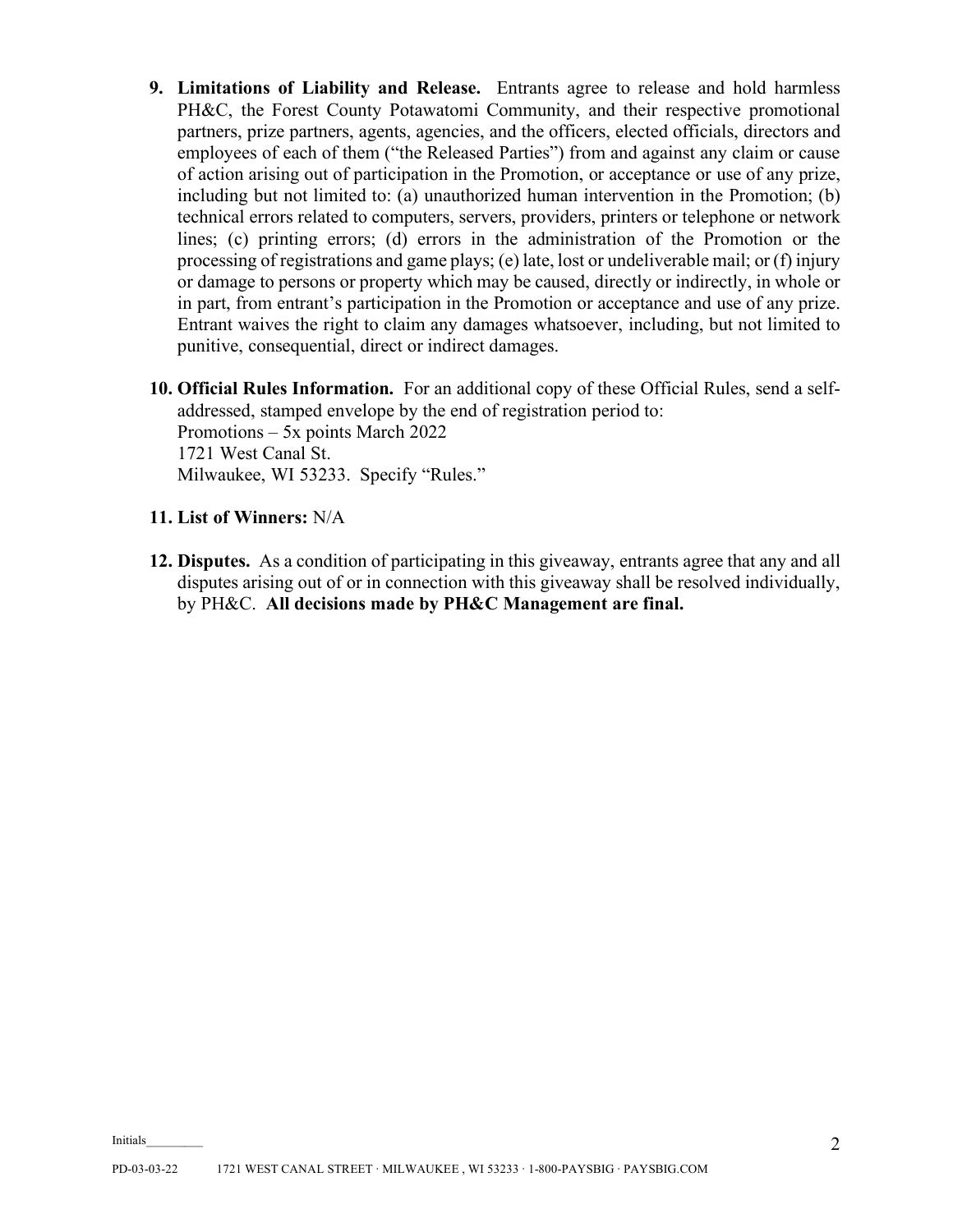9. **Limitations of Liability and Release.** Entrants agree to release and hold harmless PH&C, the Forest County Potawatomi Community, and their respective promotional partners, prize partners, agents, agencies, and the officers, elected officials, directors and employees of each of them ("the Released Parties") from and against any claim or cause of action arising out of participation in the Promotion, or acceptance or use of any prize, including but not limited to: (a) unauthorized human intervention in the Promotion; (b) technical errors related to computers, servers, providers, printers or telephone or network lines; (c) printing errors; (d) errors in the administration of the Promotion or the processing of registrations and game plays; (e) late, lost or undeliverable mail; or (f) injury or damage to persons or property which may be caused, directly or indirectly, in whole or in part, from entrant's participation in the Promotion or acceptance and use of any prize. Entrant waives the right to claim any damages whatsoever, including, but not limited to punitive, consequential, direct or indirect damages.

10. **Official Rules Information.** For an additional copy of these Official Rules, send a self-addressed, stamped envelope by the end of registration period to:
    Promotions – 5x points March 2022
    1721 West Canal St.
    Milwaukee, WI 53233. Specify "Rules."

11. **List of Winners:** N/A

12. **Disputes.** As a condition of participating in this giveaway, entrants agree that any and all disputes arising out of or in connection with this giveaway shall be resolved individually, by PH&C. **All decisions made by PH&C Management are final.**

Initials________

PD-03-03-22 1721 WEST CANAL STREET · MILWAUKEE , WI 53233 · 1-800-PAYSBIG · PAYSBIG.COM